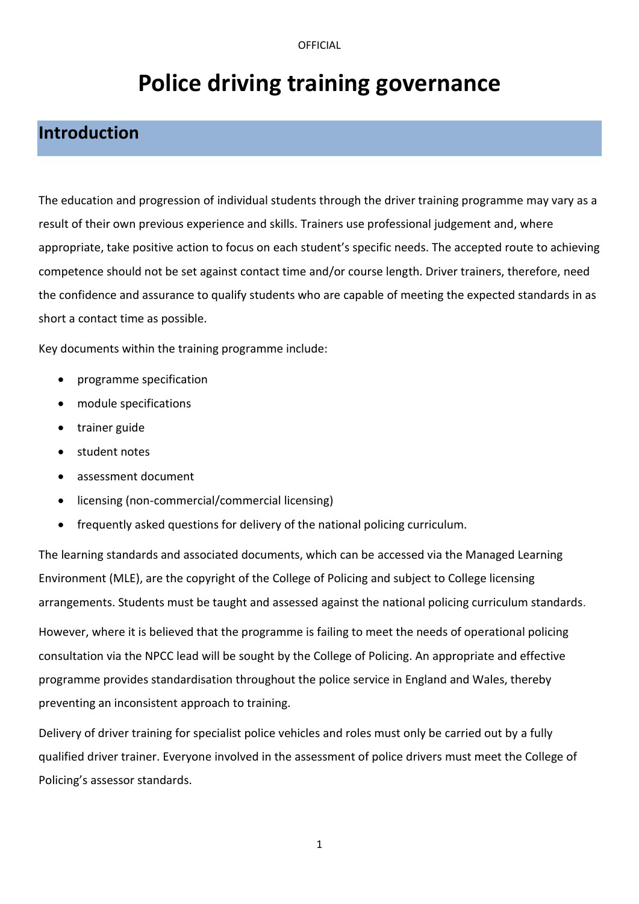# Police driving training governance

## Introduction

The education and progression of individual students through the driver training programme may vary as a result of their own previous experience and skills. Trainers use professional judgement and, where appropriate, take positive action to focus on each student's specific needs. The accepted route to achieving competence should not be set against contact time and/or course length. Driver trainers, therefore, need the confidence and assurance to qualify students who are capable of meeting the expected standards in as short a contact time as possible.

Key documents within the training programme include:

- programme specification
- module specifications
- trainer guide
- student notes
- assessment document
- licensing (non-commercial/commercial licensing)
- frequently asked questions for delivery of the national policing curriculum.

The learning standards and associated documents, which can be accessed via the Managed Learning Environment (MLE), are the copyright of the College of Policing and subject to College licensing arrangements. Students must be taught and assessed against the national policing curriculum standards.

However, where it is believed that the programme is failing to meet the needs of operational policing consultation via the NPCC lead will be sought by the College of Policing. An appropriate and effective programme provides standardisation throughout the police service in England and Wales, thereby preventing an inconsistent approach to training.

Delivery of driver training for specialist police vehicles and roles must only be carried out by a fully qualified driver trainer. Everyone involved in the assessment of police drivers must meet the College of Policing's assessor standards.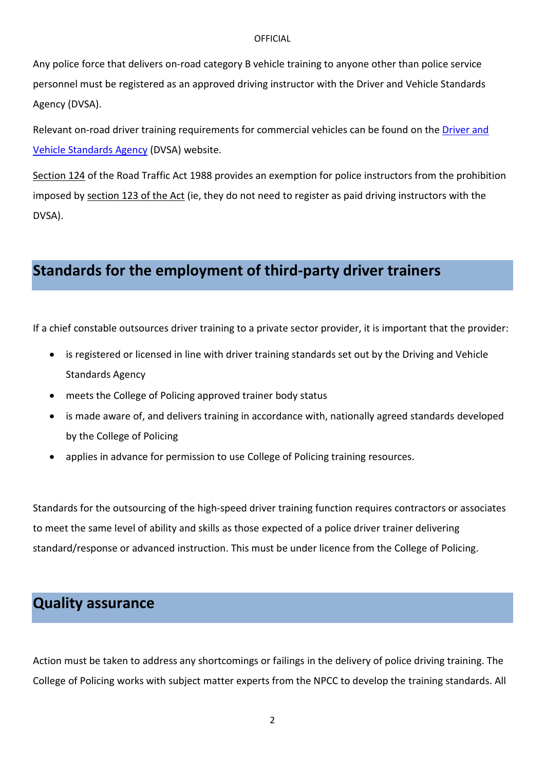Any police force that delivers on-road category B vehicle training to anyone other than police service personnel must be registered as an approved driving instructor with the Driver and Vehicle Standards Agency (DVSA).

Relevant on-road driver training requirements for commercial vehicles can be found on the Driver and Vehicle Standards Agency (DVSA) website.

Section 124 of the Road Traffic Act 1988 provides an exemption for police instructors from the prohibition imposed by section 123 of the Act (ie, they do not need to register as paid driving instructors with the DVSA).

## Standards for the employment of third-party driver trainers

If a chief constable outsources driver training to a private sector provider, it is important that the provider:

- is registered or licensed in line with driver training standards set out by the Driving and Vehicle Standards Agency
- meets the College of Policing approved trainer body status
- is made aware of, and delivers training in accordance with, nationally agreed standards developed by the College of Policing
- applies in advance for permission to use College of Policing training resources.

Standards for the outsourcing of the high-speed driver training function requires contractors or associates to meet the same level of ability and skills as those expected of a police driver trainer delivering standard/response or advanced instruction. This must be under licence from the College of Policing.

## Quality assurance

Action must be taken to address any shortcomings or failings in the delivery of police driving training. The College of Policing works with subject matter experts from the NPCC to develop the training standards. All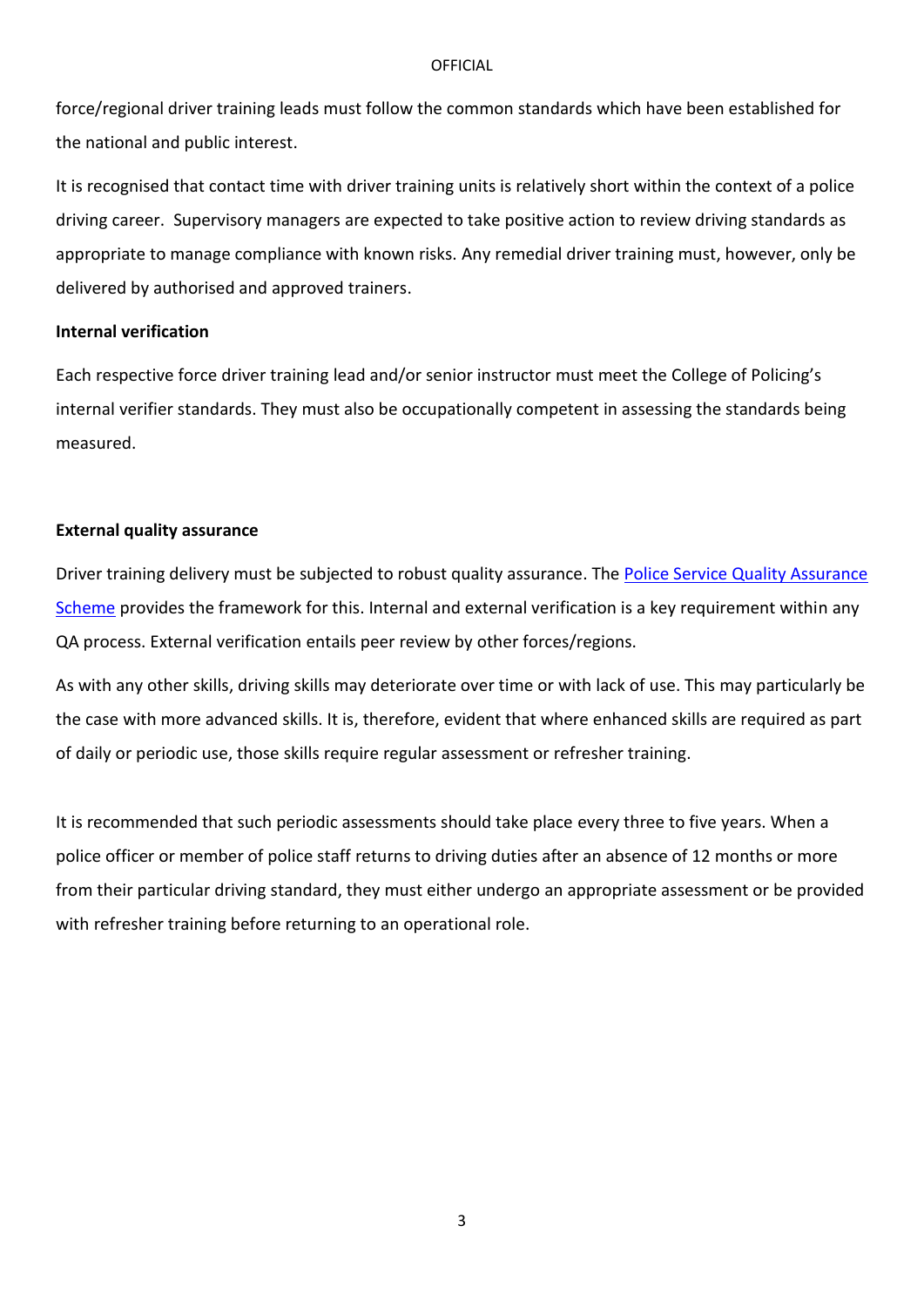force/regional driver training leads must follow the common standards which have been established for the national and public interest.

It is recognised that contact time with driver training units is relatively short within the context of a police driving career. Supervisory managers are expected to take positive action to review driving standards as appropriate to manage compliance with known risks. Any remedial driver training must, however, only be delivered by authorised and approved trainers.

**Internal verification**

Each respective force driver training lead and/or senior instructor must meet the College of Policing's internal verifier standards. They must also be occupationally competent in assessing the standards being measured.

**External quality assurance**

Driver training delivery must be subjected to robust quality assurance. The Police Service Quality Assurance Scheme provides the framework for this. Internal and external verification is a key requirement within any QA process. External verification entails peer review by other forces/regions.

As with any other skills, driving skills may deteriorate over time or with lack of use. This may particularly be the case with more advanced skills. It is, therefore, evident that where enhanced skills are required as part of daily or periodic use, those skills require regular assessment or refresher training.

It is recommended that such periodic assessments should take place every three to five years. When a police officer or member of police staff returns to driving duties after an absence of 12 months or more from their particular driving standard, they must either undergo an appropriate assessment or be provided with refresher training before returning to an operational role.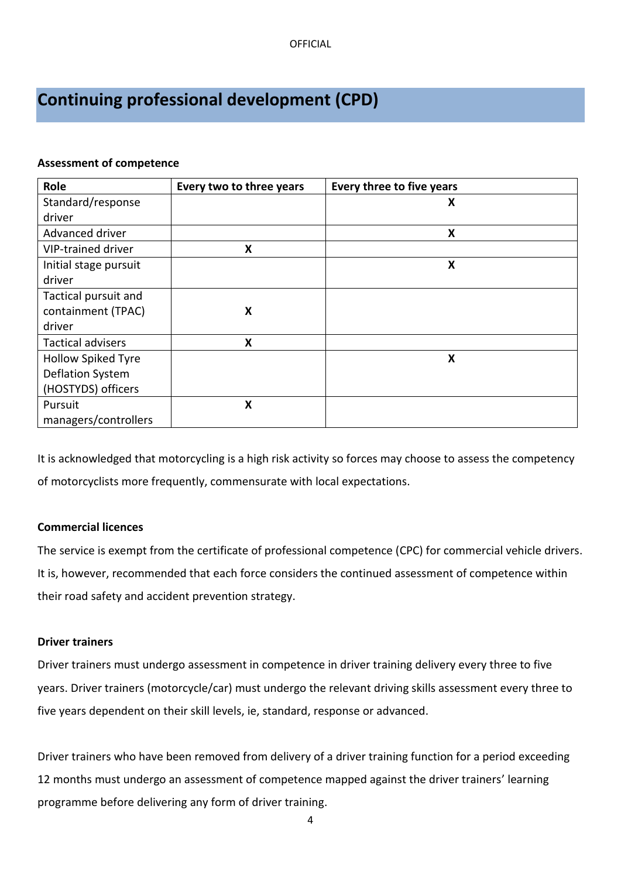# Continuing professional development (CPD)

**Assessment of competence**

| Role | Every two to three years | Every three to five years |
| --- | --- | --- |
| Standard/response driver | | **X** |
| Advanced driver | | **X** |
| VIP-trained driver | **X** | |
| Initial stage pursuit driver | | **X** |
| Tactical pursuit and containment (TPAC) driver | **X** | |
| Tactical advisers | **X** | |
| Hollow Spiked Tyre Deflation System (HOSTYDS) officers | | **X** |
| Pursuit managers/controllers | **X** | |

It is acknowledged that motorcycling is a high risk activity so forces may choose to assess the competency of motorcyclists more frequently, commensurate with local expectations.

**Commercial licences**

The service is exempt from the certificate of professional competence (CPC) for commercial vehicle drivers. It is, however, recommended that each force considers the continued assessment of competence within their road safety and accident prevention strategy.

**Driver trainers**

Driver trainers must undergo assessment in competence in driver training delivery every three to five years. Driver trainers (motorcycle/car) must undergo the relevant driving skills assessment every three to five years dependent on their skill levels, ie, standard, response or advanced.

Driver trainers who have been removed from delivery of a driver training function for a period exceeding 12 months must undergo an assessment of competence mapped against the driver trainers' learning programme before delivering any form of driver training.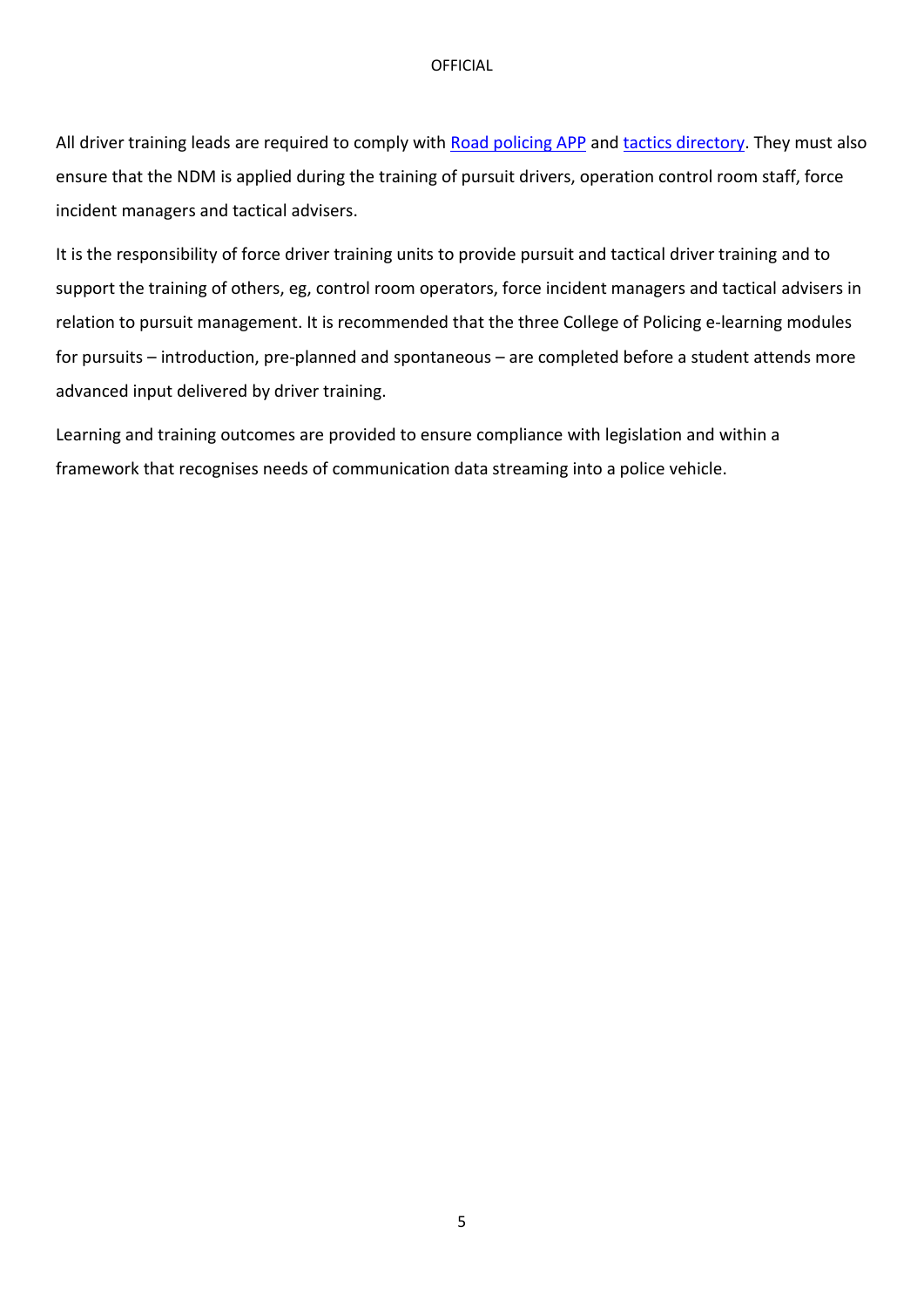All driver training leads are required to comply with Road policing APP and tactics directory. They must also ensure that the NDM is applied during the training of pursuit drivers, operation control room staff, force incident managers and tactical advisers.

It is the responsibility of force driver training units to provide pursuit and tactical driver training and to support the training of others, eg, control room operators, force incident managers and tactical advisers in relation to pursuit management. It is recommended that the three College of Policing e-learning modules for pursuits – introduction, pre-planned and spontaneous – are completed before a student attends more advanced input delivered by driver training.

Learning and training outcomes are provided to ensure compliance with legislation and within a framework that recognises needs of communication data streaming into a police vehicle.